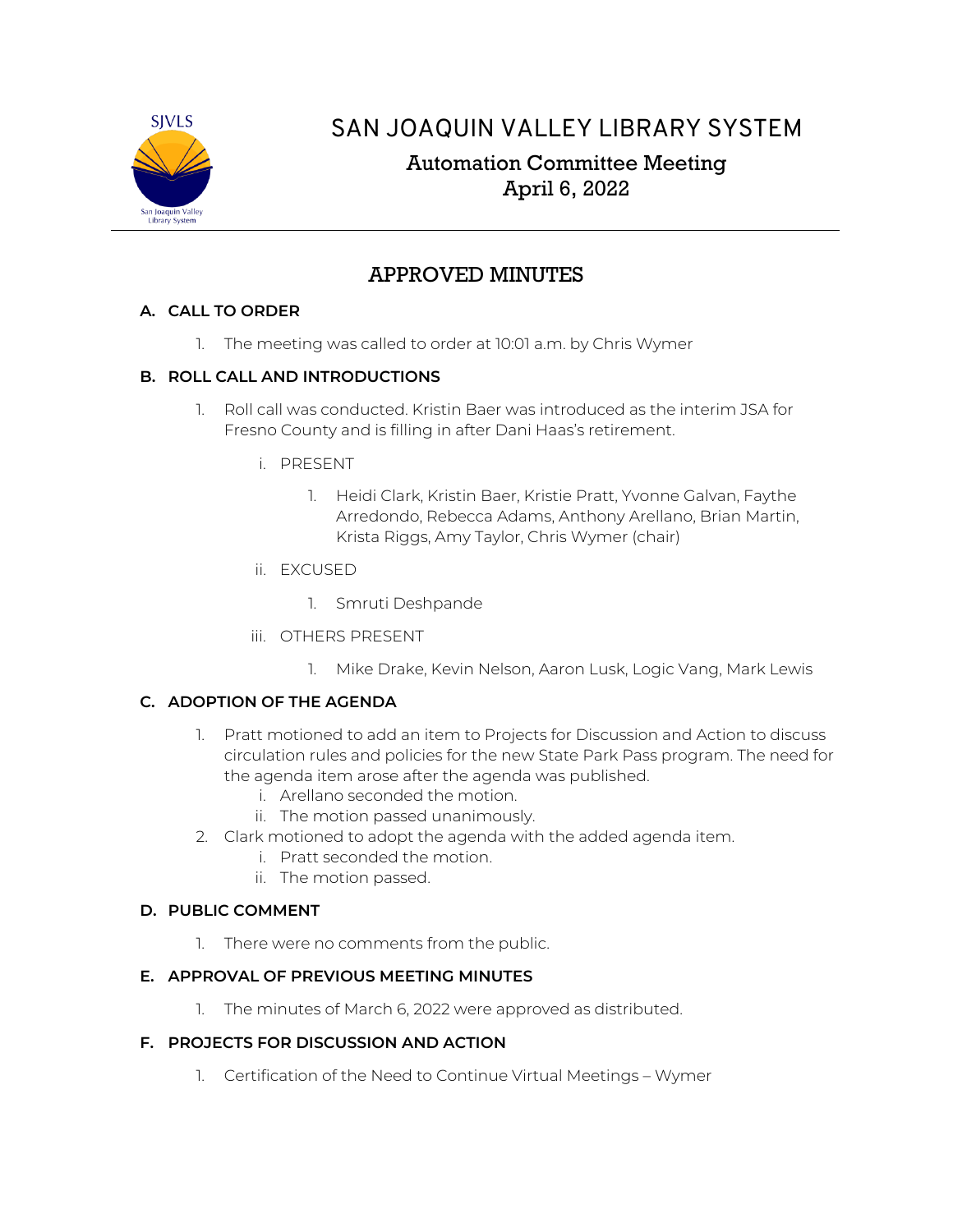# SAN JOAQUIN VALLEY LIBRARY SYSTEM

## Automation Committee Meeting
## April 6, 2022

## APPROVED MINUTES

**A. CALL TO ORDER**

1. The meeting was called to order at 10:01 a.m. by Chris Wymer

**B. ROLL CALL AND INTRODUCTIONS**

1. Roll call was conducted. Kristin Baer was introduced as the interim JSA for Fresno County and is filling in after Dani Haas's retirement.
   - i. PRESENT
     1. Heidi Clark, Kristin Baer, Kristie Pratt, Yvonne Galvan, Faythe Arredondo, Rebecca Adams, Anthony Arellano, Brian Martin, Krista Riggs, Amy Taylor, Chris Wymer (chair)
   - ii. EXCUSED
     1. Smruti Deshpande
   - iii. OTHERS PRESENT
     1. Mike Drake, Kevin Nelson, Aaron Lusk, Logic Vang, Mark Lewis

**C. ADOPTION OF THE AGENDA**

1. Pratt motioned to add an item to Projects for Discussion and Action to discuss circulation rules and policies for the new State Park Pass program. The need for the agenda item arose after the agenda was published.
   - i. Arellano seconded the motion.
   - ii. The motion passed unanimously.
2. Clark motioned to adopt the agenda with the added agenda item.
   - i. Pratt seconded the motion.
   - ii. The motion passed.

**D. PUBLIC COMMENT**

1. There were no comments from the public.

**E. APPROVAL OF PREVIOUS MEETING MINUTES**

1. The minutes of March 6, 2022 were approved as distributed.

**F. PROJECTS FOR DISCUSSION AND ACTION**

1. Certification of the Need to Continue Virtual Meetings – Wymer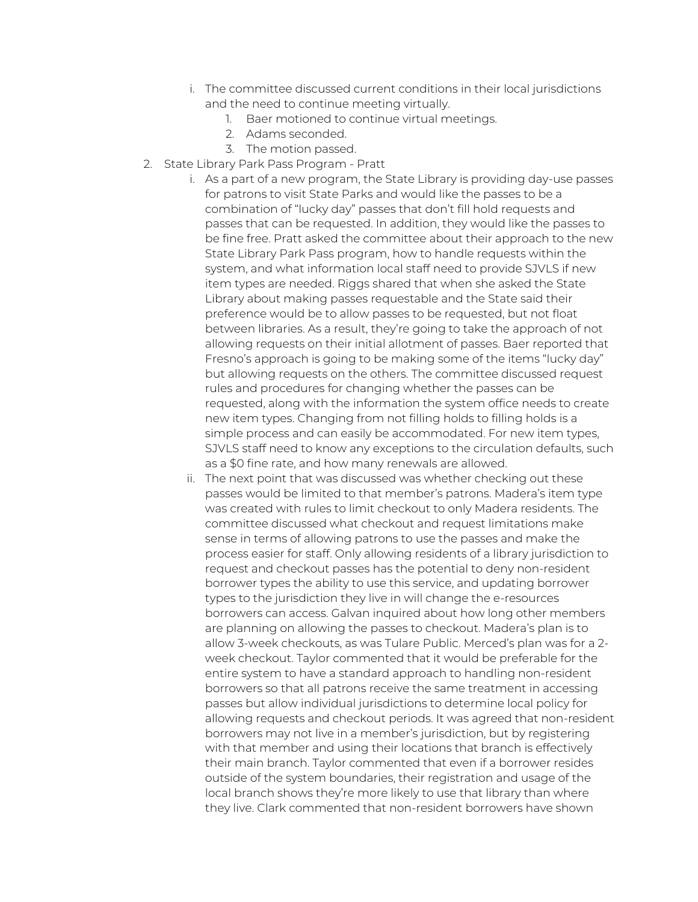i. The committee discussed current conditions in their local jurisdictions and the need to continue meeting virtually.
    1. Baer motioned to continue virtual meetings.
    2. Adams seconded.
    3. The motion passed.

2. State Library Park Pass Program - Pratt
    i. As a part of a new program, the State Library is providing day-use passes for patrons to visit State Parks and would like the passes to be a combination of "lucky day" passes that don't fill hold requests and passes that can be requested. In addition, they would like the passes to be fine free. Pratt asked the committee about their approach to the new State Library Park Pass program, how to handle requests within the system, and what information local staff need to provide SJVLS if new item types are needed. Riggs shared that when she asked the State Library about making passes requestable and the State said their preference would be to allow passes to be requested, but not float between libraries. As a result, they're going to take the approach of not allowing requests on their initial allotment of passes. Baer reported that Fresno's approach is going to be making some of the items "lucky day" but allowing requests on the others. The committee discussed request rules and procedures for changing whether the passes can be requested, along with the information the system office needs to create new item types. Changing from not filling holds to filling holds is a simple process and can easily be accommodated. For new item types, SJVLS staff need to know any exceptions to the circulation defaults, such as a $0 fine rate, and how many renewals are allowed.
    ii. The next point that was discussed was whether checking out these passes would be limited to that member's patrons. Madera's item type was created with rules to limit checkout to only Madera residents. The committee discussed what checkout and request limitations make sense in terms of allowing patrons to use the passes and make the process easier for staff. Only allowing residents of a library jurisdiction to request and checkout passes has the potential to deny non-resident borrower types the ability to use this service, and updating borrower types to the jurisdiction they live in will change the e-resources borrowers can access. Galvan inquired about how long other members are planning on allowing the passes to checkout. Madera's plan is to allow 3-week checkouts, as was Tulare Public. Merced's plan was for a 2-week checkout. Taylor commented that it would be preferable for the entire system to have a standard approach to handling non-resident borrowers so that all patrons receive the same treatment in accessing passes but allow individual jurisdictions to determine local policy for allowing requests and checkout periods. It was agreed that non-resident borrowers may not live in a member's jurisdiction, but by registering with that member and using their locations that branch is effectively their main branch. Taylor commented that even if a borrower resides outside of the system boundaries, their registration and usage of the local branch shows they're more likely to use that library than where they live. Clark commented that non-resident borrowers have shown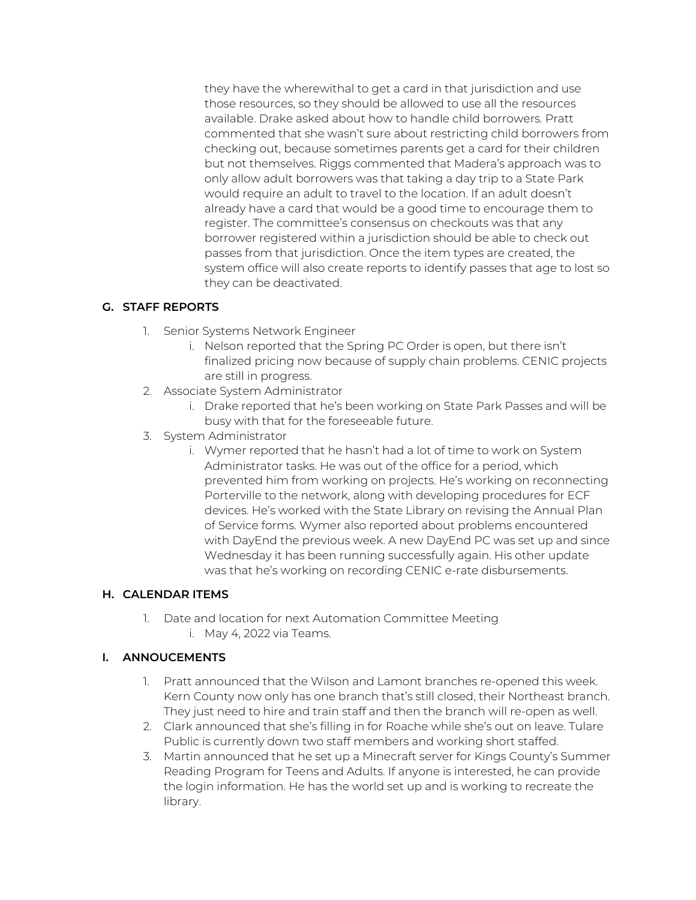they have the wherewithal to get a card in that jurisdiction and use those resources, so they should be allowed to use all the resources available. Drake asked about how to handle child borrowers. Pratt commented that she wasn't sure about restricting child borrowers from checking out, because sometimes parents get a card for their children but not themselves. Riggs commented that Madera's approach was to only allow adult borrowers was that taking a day trip to a State Park would require an adult to travel to the location. If an adult doesn't already have a card that would be a good time to encourage them to register. The committee's consensus on checkouts was that any borrower registered within a jurisdiction should be able to check out passes from that jurisdiction. Once the item types are created, the system office will also create reports to identify passes that age to lost so they can be deactivated.

## G. STAFF REPORTS

1. Senior Systems Network Engineer
   i. Nelson reported that the Spring PC Order is open, but there isn't finalized pricing now because of supply chain problems. CENIC projects are still in progress.
2. Associate System Administrator
   i. Drake reported that he's been working on State Park Passes and will be busy with that for the foreseeable future.
3. System Administrator
   i. Wymer reported that he hasn't had a lot of time to work on System Administrator tasks. He was out of the office for a period, which prevented him from working on projects. He's working on reconnecting Porterville to the network, along with developing procedures for ECF devices. He's worked with the State Library on revising the Annual Plan of Service forms. Wymer also reported about problems encountered with DayEnd the previous week. A new DayEnd PC was set up and since Wednesday it has been running successfully again. His other update was that he's working on recording CENIC e-rate disbursements.

## H. CALENDAR ITEMS

1. Date and location for next Automation Committee Meeting
   i. May 4, 2022 via Teams.

## I. ANNOUCEMENTS

1. Pratt announced that the Wilson and Lamont branches re-opened this week. Kern County now only has one branch that's still closed, their Northeast branch. They just need to hire and train staff and then the branch will re-open as well.
2. Clark announced that she's filling in for Roache while she's out on leave. Tulare Public is currently down two staff members and working short staffed.
3. Martin announced that he set up a Minecraft server for Kings County's Summer Reading Program for Teens and Adults. If anyone is interested, he can provide the login information. He has the world set up and is working to recreate the library.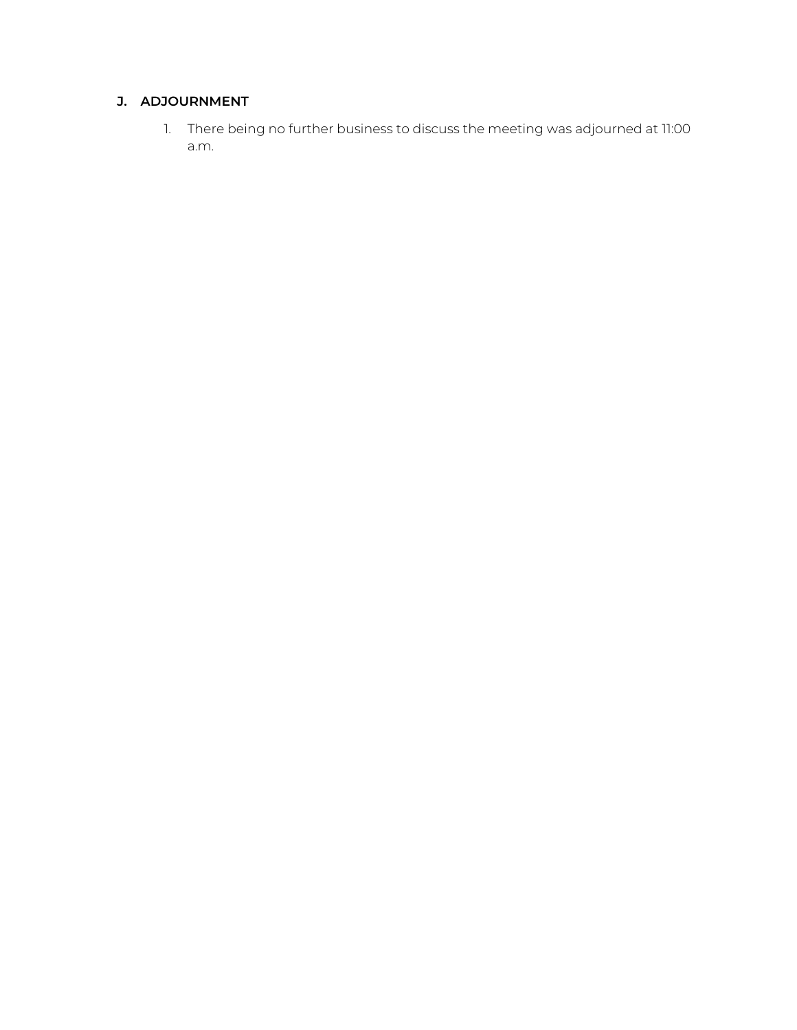## J. ADJOURNMENT

1. There being no further business to discuss the meeting was adjourned at 11:00 a.m.